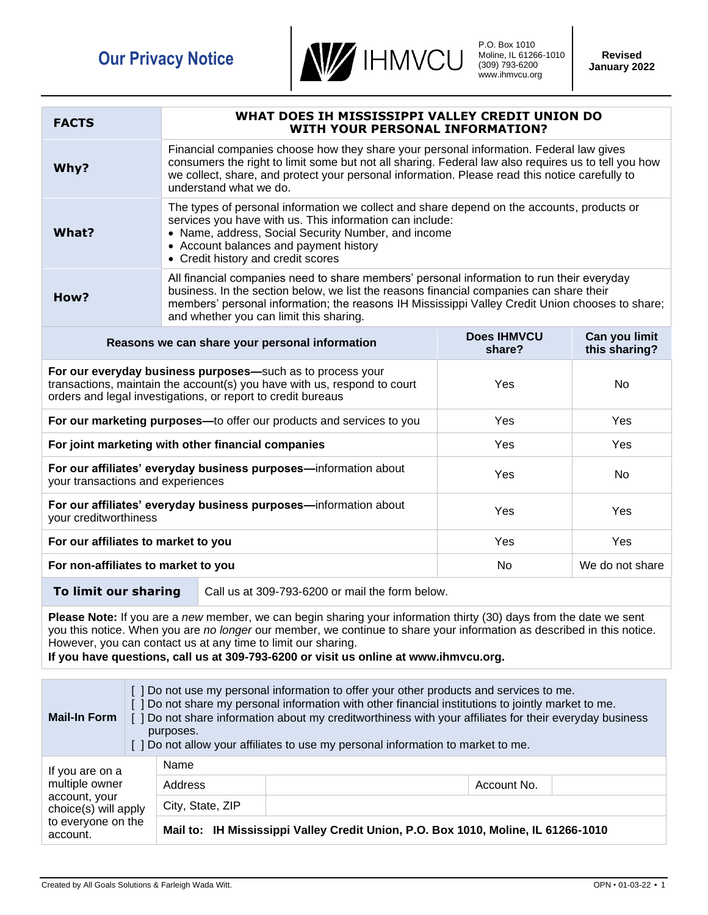# Our Privacy Notice

IHMVCU

P.O. Box 1010
Moline, IL 61266-1010
(309) 793-6200
www.ihmvcu.org

**Revised January 2022**

| **FACTS** | **WHAT DOES IH MISSISSIPPI VALLEY CREDIT UNION DO WITH YOUR PERSONAL INFORMATION?** |
|---|---|
| **Why?** | Financial companies choose how they share your personal information. Federal law gives consumers the right to limit some but not all sharing. Federal law also requires us to tell you how we collect, share, and protect your personal information. Please read this notice carefully to understand what we do. |
| **What?** | The types of personal information we collect and share depend on the accounts, products or services you have with us. This information can include:<br>• Name, address, Social Security Number, and income<br>• Account balances and payment history<br>• Credit history and credit scores |
| **How?** | All financial companies need to share members' personal information to run their everyday business. In the section below, we list the reasons financial companies can share their members' personal information; the reasons IH Mississippi Valley Credit Union chooses to share; and whether you can limit this sharing. |

| **Reasons we can share your personal information** | **Does IHMVCU share?** | **Can you limit this sharing?** |
|---|---|---|
| **For our everyday business purposes—**such as to process your transactions, maintain the account(s) you have with us, respond to court orders and legal investigations, or report to credit bureaus | Yes | No |
| **For our marketing purposes—**to offer our products and services to you | Yes | Yes |
| **For joint marketing with other financial companies** | Yes | Yes |
| **For our affiliates' everyday business purposes—**information about your transactions and experiences | Yes | No |
| **For our affiliates' everyday business purposes—**information about your creditworthiness | Yes | Yes |
| **For our affiliates to market to you** | Yes | Yes |
| **For non-affiliates to market to you** | No | We do not share |

| **To limit our sharing** | Call us at 309-793-6200 or mail the form below. |
|---|---|

**Please Note:** If you are a *new* member, we can begin sharing your information thirty (30) days from the date we sent you this notice. When you are *no longer* our member, we continue to share your information as described in this notice. However, you can contact us at any time to limit our sharing.
**If you have questions, call us at 309-793-6200 or visit us online at www.ihmvcu.org.**

**Mail-In Form**

[ ] Do not use my personal information to offer your other products and services to me.
[ ] Do not share my personal information with other financial institutions to jointly market to me.
[ ] Do not share information about my creditworthiness with your affiliates for their everyday business purposes.
[ ] Do not allow your affiliates to use my personal information to market to me.

| If you are on a multiple owner account, your choice(s) will apply to everyone on the account. | Name | | | |
|---|---|---|---|---|
| | Address | | Account No. | |
| | City, State, ZIP | | | |
| | **Mail to: IH Mississippi Valley Credit Union, P.O. Box 1010, Moline, IL 61266-1010** | | | |

Created by All Goals Solutions & Farleigh Wada Witt.

OPN • 01-03-22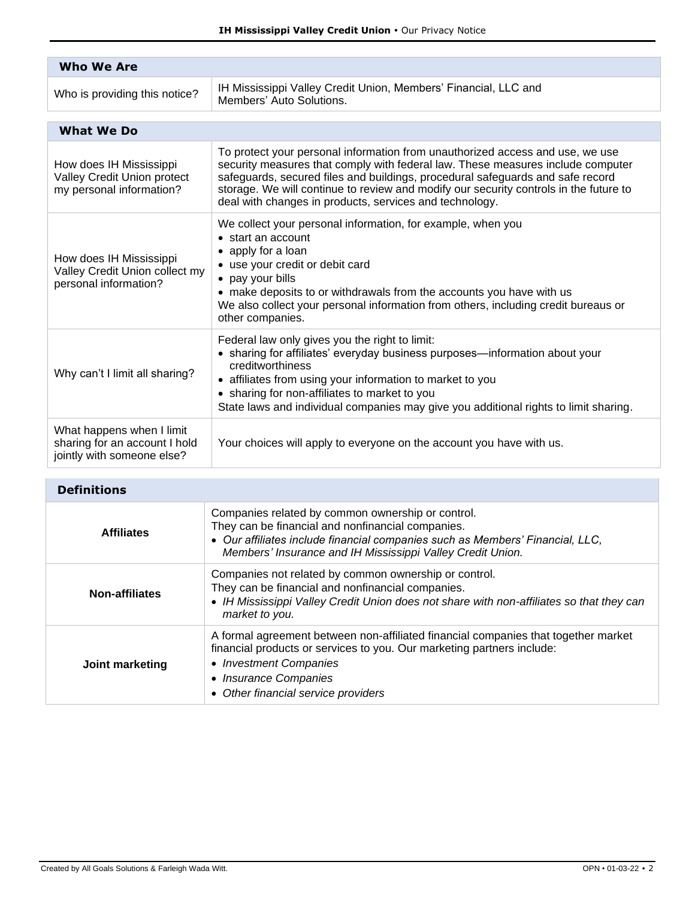| Who We Are | |
|---|---|
| Who is providing this notice? | IH Mississippi Valley Credit Union, Members' Financial, LLC and Members' Auto Solutions. |

| What We Do | |
|---|---|
| How does IH Mississippi Valley Credit Union protect my personal information? | To protect your personal information from unauthorized access and use, we use security measures that comply with federal law. These measures include computer safeguards, secured files and buildings, procedural safeguards and safe record storage. We will continue to review and modify our security controls in the future to deal with changes in products, services and technology. |
| How does IH Mississippi Valley Credit Union collect my personal information? | We collect your personal information, for example, when you<br>• start an account<br>• apply for a loan<br>• use your credit or debit card<br>• pay your bills<br>• make deposits to or withdrawals from the accounts you have with us<br>We also collect your personal information from others, including credit bureaus or other companies. |
| Why can't I limit all sharing? | Federal law only gives you the right to limit:<br>• sharing for affiliates' everyday business purposes—information about your creditworthiness<br>• affiliates from using your information to market to you<br>• sharing for non-affiliates to market to you<br>State laws and individual companies may give you additional rights to limit sharing. |
| What happens when I limit sharing for an account I hold jointly with someone else? | Your choices will apply to everyone on the account you have with us. |

| Definitions | |
|---|---|
| **Affiliates** | Companies related by common ownership or control.<br>They can be financial and nonfinancial companies.<br>• *Our affiliates include financial companies such as Members' Financial, LLC, Members' Insurance and IH Mississippi Valley Credit Union.* |
| **Non-affiliates** | Companies not related by common ownership or control.<br>They can be financial and nonfinancial companies.<br>• *IH Mississippi Valley Credit Union does not share with non-affiliates so that they can market to you.* |
| **Joint marketing** | A formal agreement between non-affiliated financial companies that together market financial products or services to you. Our marketing partners include:<br>• *Investment Companies*<br>• *Insurance Companies*<br>• *Other financial service providers* |